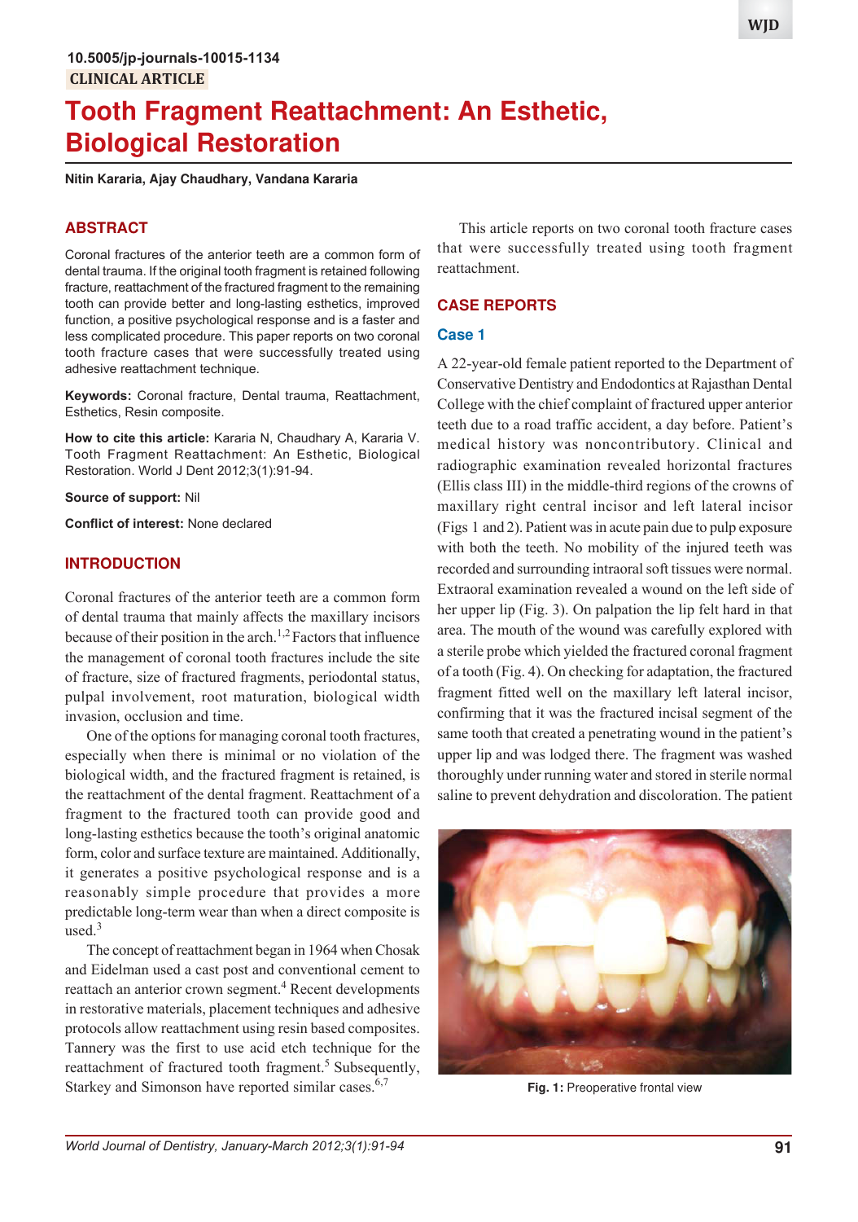10.5005/jp-journals-10015-1134

CLINICAL ARTICLE

# Tooth Fragment Reattachment: An Esthetic, Biological Restoration

**Nitin Kararia, Ajay Chaudhary, Vandana Kararia**

## ABSTRACT

Coronal fractures of the anterior teeth are a common form of dental trauma. If the original tooth fragment is retained following fracture, reattachment of the fractured fragment to the remaining tooth can provide better and long-lasting esthetics, improved function, a positive psychological response and is a faster and less complicated procedure. This paper reports on two coronal tooth fracture cases that were successfully treated using adhesive reattachment technique.

**Keywords:** Coronal fracture, Dental trauma, Reattachment, Esthetics, Resin composite.

**How to cite this article:** Kararia N, Chaudhary A, Kararia V. Tooth Fragment Reattachment: An Esthetic, Biological Restoration. World J Dent 2012;3(1):91-94.

**Source of support:** Nil

**Conflict of interest:** None declared

## INTRODUCTION

Coronal fractures of the anterior teeth are a common form of dental trauma that mainly affects the maxillary incisors because of their position in the arch.[1,2] Factors that influence the management of coronal tooth fractures include the site of fracture, size of fractured fragments, periodontal status, pulpal involvement, root maturation, biological width invasion, occlusion and time.

One of the options for managing coronal tooth fractures, especially when there is minimal or no violation of the biological width, and the fractured fragment is retained, is the reattachment of the dental fragment. Reattachment of a fragment to the fractured tooth can provide good and long-lasting esthetics because the tooth's original anatomic form, color and surface texture are maintained. Additionally, it generates a positive psychological response and is a reasonably simple procedure that provides a more predictable long-term wear than when a direct composite is used.[3]

The concept of reattachment began in 1964 when Chosak and Eidelman used a cast post and conventional cement to reattach an anterior crown segment.[4] Recent developments in restorative materials, placement techniques and adhesive protocols allow reattachment using resin based composites. Tannery was the first to use acid etch technique for the reattachment of fractured tooth fragment.[5] Subsequently, Starkey and Simonson have reported similar cases.[6,7]

This article reports on two coronal tooth fracture cases that were successfully treated using tooth fragment reattachment.

## CASE REPORTS

### Case 1

A 22-year-old female patient reported to the Department of Conservative Dentistry and Endodontics at Rajasthan Dental College with the chief complaint of fractured upper anterior teeth due to a road traffic accident, a day before. Patient's medical history was noncontributory. Clinical and radiographic examination revealed horizontal fractures (Ellis class III) in the middle-third regions of the crowns of maxillary right central incisor and left lateral incisor (Figs 1 and 2). Patient was in acute pain due to pulp exposure with both the teeth. No mobility of the injured teeth was recorded and surrounding intraoral soft tissues were normal. Extraoral examination revealed a wound on the left side of her upper lip (Fig. 3). On palpation the lip felt hard in that area. The mouth of the wound was carefully explored with a sterile probe which yielded the fractured coronal fragment of a tooth (Fig. 4). On checking for adaptation, the fractured fragment fitted well on the maxillary left lateral incisor, confirming that it was the fractured incisal segment of the same tooth that created a penetrating wound in the patient's upper lip and was lodged there. The fragment was washed thoroughly under running water and stored in sterile normal saline to prevent dehydration and discoloration. The patient

**Fig. 1:** Preoperative frontal view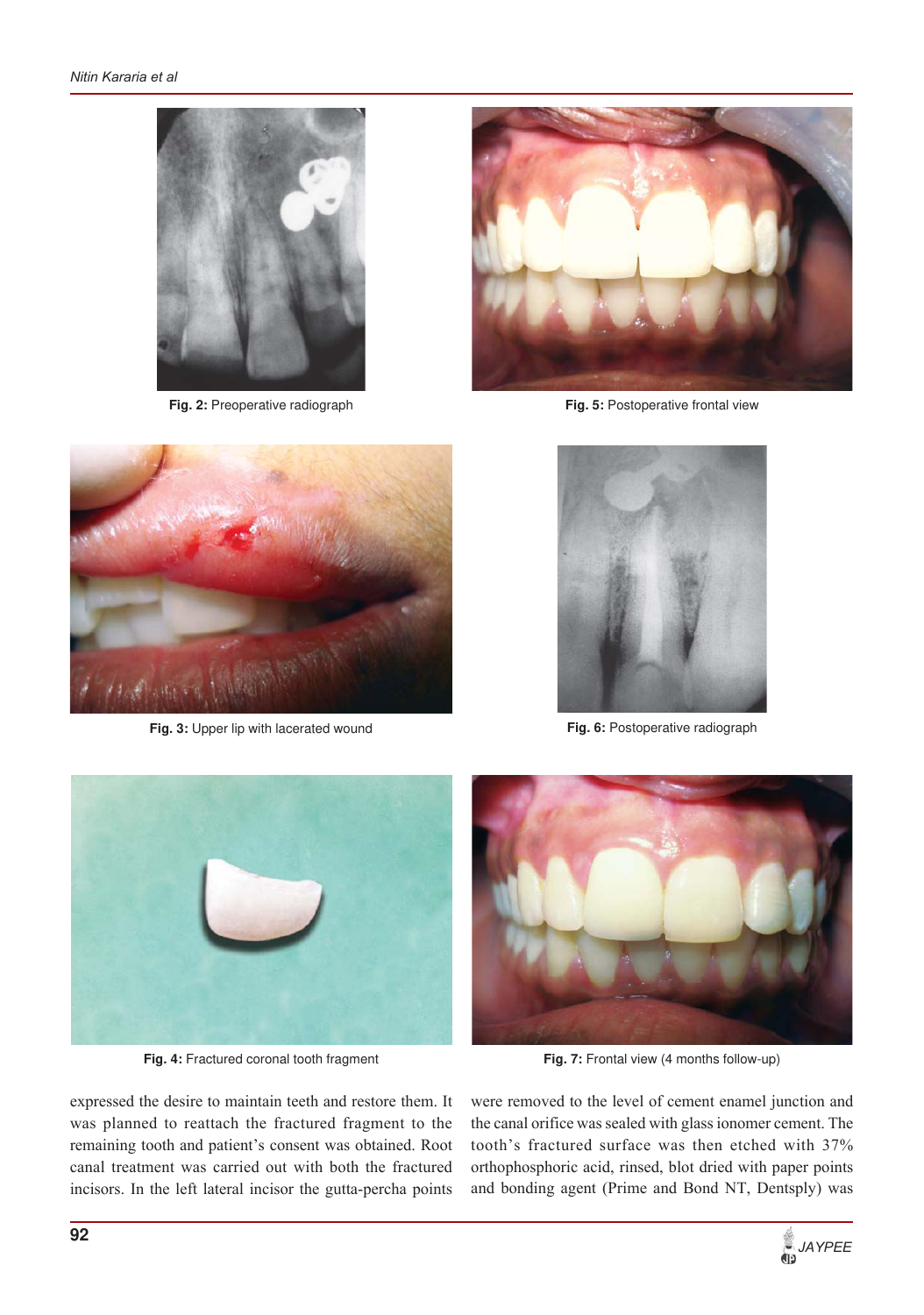Fig. 2: Preoperative radiograph

Fig. 5: Postoperative frontal view

Fig. 3: Upper lip with lacerated wound

Fig. 6: Postoperative radiograph

Fig. 4: Fractured coronal tooth fragment

Fig. 7: Frontal view (4 months follow-up)

expressed the desire to maintain teeth and restore them. It was planned to reattach the fractured fragment to the remaining tooth and patient's consent was obtained. Root canal treatment was carried out with both the fractured incisors. In the left lateral incisor the gutta-percha points were removed to the level of cement enamel junction and the canal orifice was sealed with glass ionomer cement. The tooth's fractured surface was then etched with 37% orthophosphoric acid, rinsed, blot dried with paper points and bonding agent (Prime and Bond NT, Dentsply) was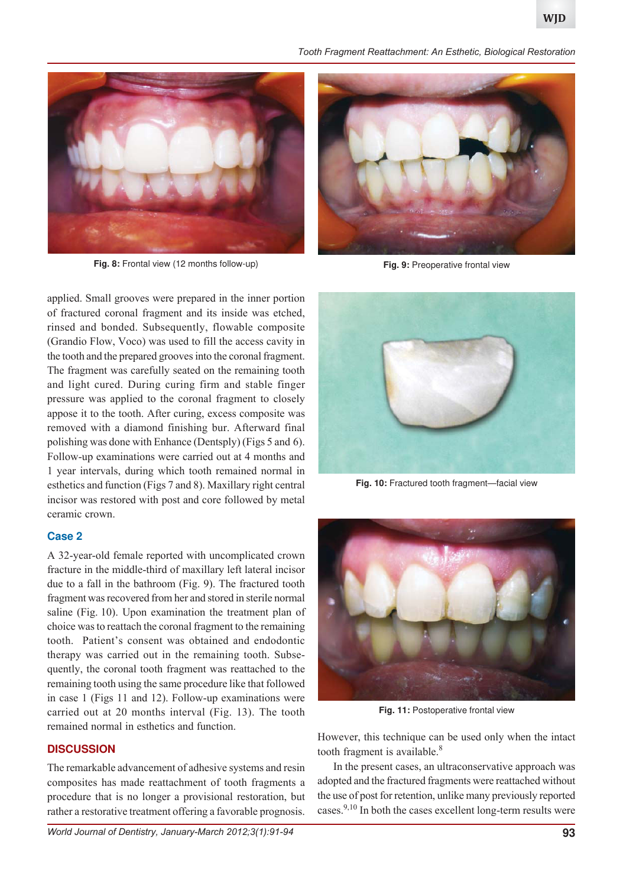Fig. 8: Frontal view (12 months follow-up)

Fig. 9: Preoperative frontal view

applied. Small grooves were prepared in the inner portion of fractured coronal fragment and its inside was etched, rinsed and bonded. Subsequently, flowable composite (Grandio Flow, Voco) was used to fill the access cavity in the tooth and the prepared grooves into the coronal fragment. The fragment was carefully seated on the remaining tooth and light cured. During curing firm and stable finger pressure was applied to the coronal fragment to closely appose it to the tooth. After curing, excess composite was removed with a diamond finishing bur. Afterward final polishing was done with Enhance (Dentsply) (Figs 5 and 6). Follow-up examinations were carried out at 4 months and 1 year intervals, during which tooth remained normal in esthetics and function (Figs 7 and 8). Maxillary right central incisor was restored with post and core followed by metal ceramic crown.

Fig. 10: Fractured tooth fragment—facial view

## Case 2

A 32-year-old female reported with uncomplicated crown fracture in the middle-third of maxillary left lateral incisor due to a fall in the bathroom (Fig. 9). The fractured tooth fragment was recovered from her and stored in sterile normal saline (Fig. 10). Upon examination the treatment plan of choice was to reattach the coronal fragment to the remaining tooth. Patient's consent was obtained and endodontic therapy was carried out in the remaining tooth. Subsequently, the coronal tooth fragment was reattached to the remaining tooth using the same procedure like that followed in case 1 (Figs 11 and 12). Follow-up examinations were carried out at 20 months interval (Fig. 13). The tooth remained normal in esthetics and function.

Fig. 11: Postoperative frontal view

## DISCUSSION

The remarkable advancement of adhesive systems and resin composites has made reattachment of tooth fragments a procedure that is no longer a provisional restoration, but rather a restorative treatment offering a favorable prognosis. However, this technique can be used only when the intact tooth fragment is available.[8]

In the present cases, an ultraconservative approach was adopted and the fractured fragments were reattached without the use of post for retention, unlike many previously reported cases.[9,10] In both the cases excellent long-term results were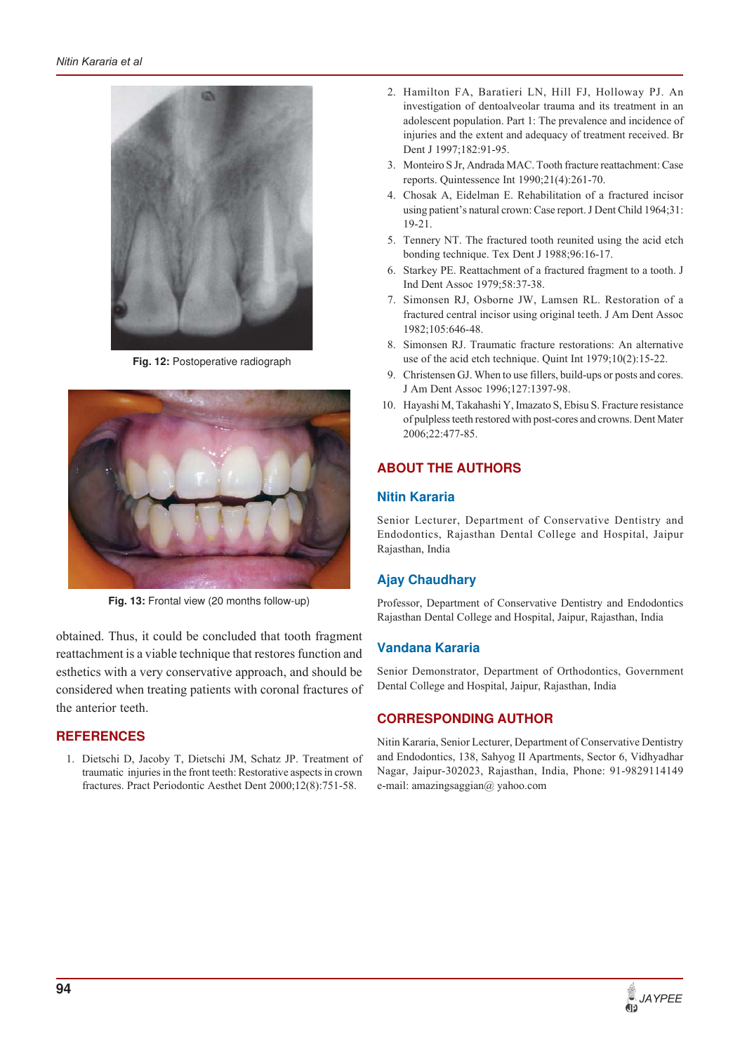Fig. 12: Postoperative radiograph

Fig. 13: Frontal view (20 months follow-up)

obtained. Thus, it could be concluded that tooth fragment reattachment is a viable technique that restores function and esthetics with a very conservative approach, and should be considered when treating patients with coronal fractures of the anterior teeth.

## REFERENCES

1. Dietschi D, Jacoby T, Dietschi JM, Schatz JP. Treatment of traumatic injuries in the front teeth: Restorative aspects in crown fractures. Pract Periodontic Aesthet Dent 2000;12(8):751-58.
2. Hamilton FA, Baratieri LN, Hill FJ, Holloway PJ. An investigation of dentoalveolar trauma and its treatment in an adolescent population. Part 1: The prevalence and incidence of injuries and the extent and adequacy of treatment received. Br Dent J 1997;182:91-95.
3. Monteiro S Jr, Andrada MAC. Tooth fracture reattachment: Case reports. Quintessence Int 1990;21(4):261-70.
4. Chosak A, Eidelman E. Rehabilitation of a fractured incisor using patient's natural crown: Case report. J Dent Child 1964;31: 19-21.
5. Tennery NT. The fractured tooth reunited using the acid etch bonding technique. Tex Dent J 1988;96:16-17.
6. Starkey PE. Reattachment of a fractured fragment to a tooth. J Ind Dent Assoc 1979;58:37-38.
7. Simonsen RJ, Osborne JW, Lamsen RL. Restoration of a fractured central incisor using original teeth. J Am Dent Assoc 1982;105:646-48.
8. Simonsen RJ. Traumatic fracture restorations: An alternative use of the acid etch technique. Quint Int 1979;10(2):15-22.
9. Christensen GJ. When to use fillers, build-ups or posts and cores. J Am Dent Assoc 1996;127:1397-98.
10. Hayashi M, Takahashi Y, Imazato S, Ebisu S. Fracture resistance of pulpless teeth restored with post-cores and crowns. Dent Mater 2006;22:477-85.

## ABOUT THE AUTHORS

### Nitin Kararia

Senior Lecturer, Department of Conservative Dentistry and Endodontics, Rajasthan Dental College and Hospital, Jaipur Rajasthan, India

### Ajay Chaudhary

Professor, Department of Conservative Dentistry and Endodontics Rajasthan Dental College and Hospital, Jaipur, Rajasthan, India

### Vandana Kararia

Senior Demonstrator, Department of Orthodontics, Government Dental College and Hospital, Jaipur, Rajasthan, India

## CORRESPONDING AUTHOR

Nitin Kararia, Senior Lecturer, Department of Conservative Dentistry and Endodontics, 138, Sahyog II Apartments, Sector 6, Vidhyadhar Nagar, Jaipur-302023, Rajasthan, India, Phone: 91-9829114149 e-mail: amazingsaggian@ yahoo.com